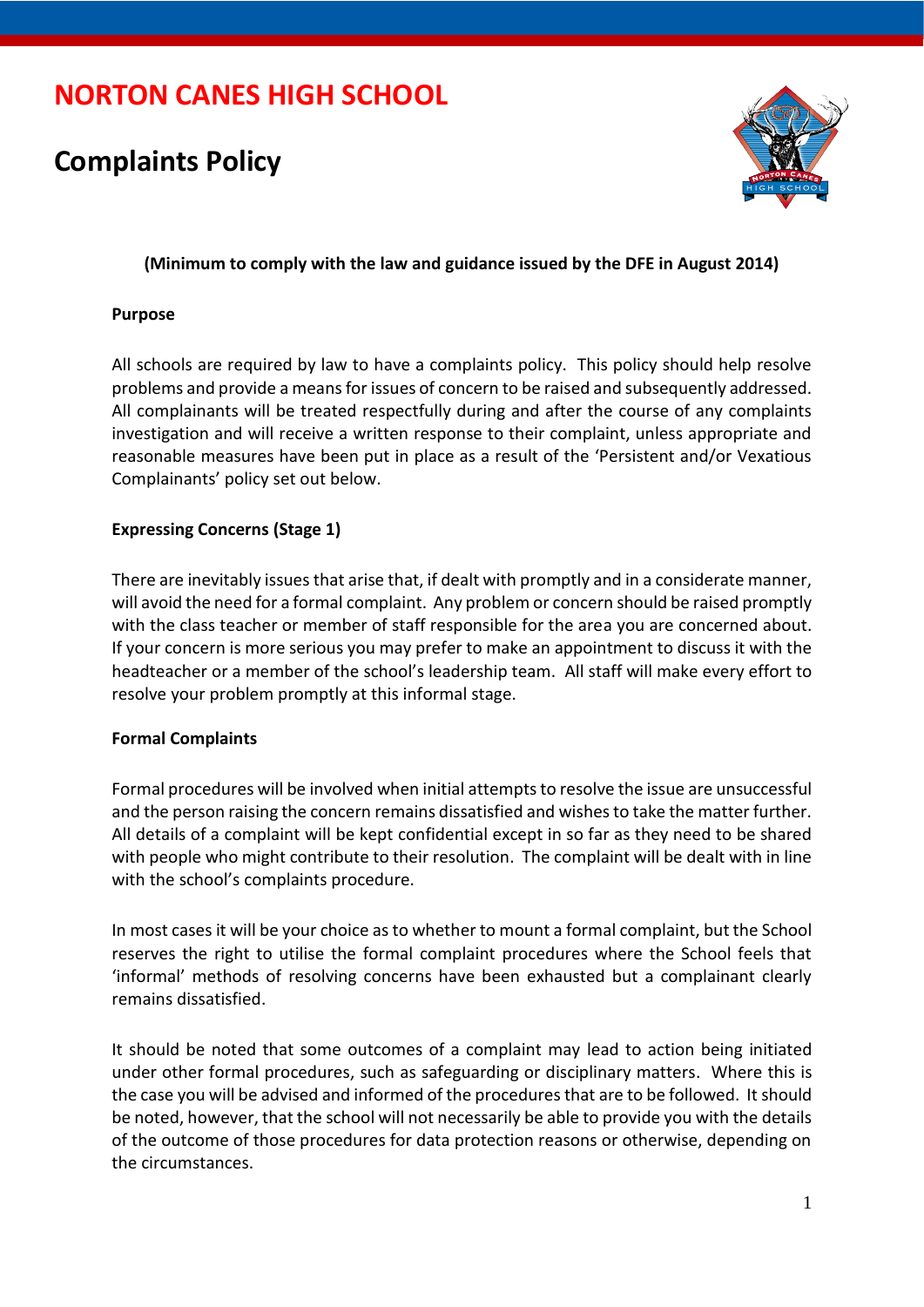# NORTON CANES HIGH SCHOOL

## Complaints Policy

**(Minimum to comply with the law and guidance issued by the DFE in August 2014)**

**Purpose**

All schools are required by law to have a complaints policy. This policy should help resolve problems and provide a means for issues of concern to be raised and subsequently addressed. All complainants will be treated respectfully during and after the course of any complaints investigation and will receive a written response to their complaint, unless appropriate and reasonable measures have been put in place as a result of the 'Persistent and/or Vexatious Complainants' policy set out below.

**Expressing Concerns (Stage 1)**

There are inevitably issues that arise that, if dealt with promptly and in a considerate manner, will avoid the need for a formal complaint. Any problem or concern should be raised promptly with the class teacher or member of staff responsible for the area you are concerned about. If your concern is more serious you may prefer to make an appointment to discuss it with the headteacher or a member of the school's leadership team. All staff will make every effort to resolve your problem promptly at this informal stage.

**Formal Complaints**

Formal procedures will be involved when initial attempts to resolve the issue are unsuccessful and the person raising the concern remains dissatisfied and wishes to take the matter further. All details of a complaint will be kept confidential except in so far as they need to be shared with people who might contribute to their resolution. The complaint will be dealt with in line with the school's complaints procedure.

In most cases it will be your choice as to whether to mount a formal complaint, but the School reserves the right to utilise the formal complaint procedures where the School feels that 'informal' methods of resolving concerns have been exhausted but a complainant clearly remains dissatisfied.

It should be noted that some outcomes of a complaint may lead to action being initiated under other formal procedures, such as safeguarding or disciplinary matters. Where this is the case you will be advised and informed of the procedures that are to be followed. It should be noted, however, that the school will not necessarily be able to provide you with the details of the outcome of those procedures for data protection reasons or otherwise, depending on the circumstances.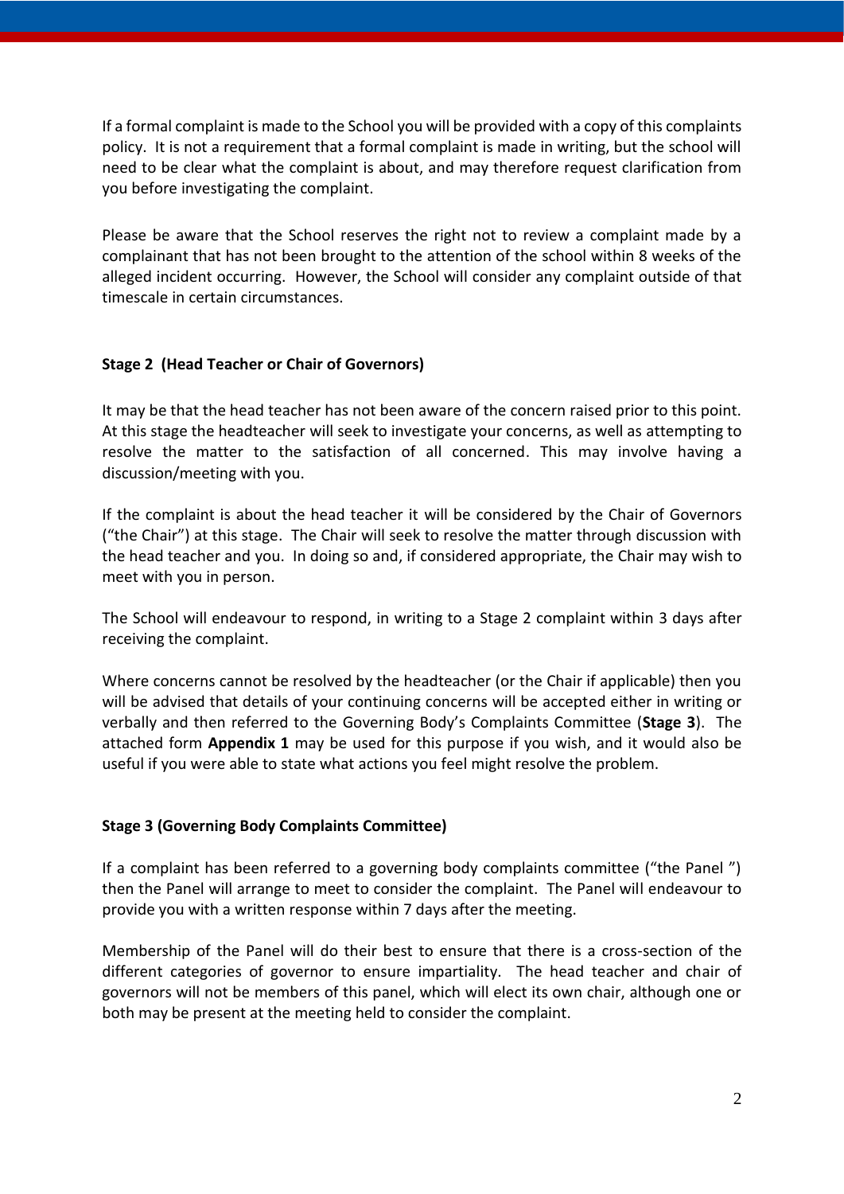If a formal complaint is made to the School you will be provided with a copy of this complaints policy. It is not a requirement that a formal complaint is made in writing, but the school will need to be clear what the complaint is about, and may therefore request clarification from you before investigating the complaint.

Please be aware that the School reserves the right not to review a complaint made by a complainant that has not been brought to the attention of the school within 8 weeks of the alleged incident occurring. However, the School will consider any complaint outside of that timescale in certain circumstances.

**Stage 2 (Head Teacher or Chair of Governors)**

It may be that the head teacher has not been aware of the concern raised prior to this point. At this stage the headteacher will seek to investigate your concerns, as well as attempting to resolve the matter to the satisfaction of all concerned. This may involve having a discussion/meeting with you.

If the complaint is about the head teacher it will be considered by the Chair of Governors ("the Chair") at this stage. The Chair will seek to resolve the matter through discussion with the head teacher and you. In doing so and, if considered appropriate, the Chair may wish to meet with you in person.

The School will endeavour to respond, in writing to a Stage 2 complaint within 3 days after receiving the complaint.

Where concerns cannot be resolved by the headteacher (or the Chair if applicable) then you will be advised that details of your continuing concerns will be accepted either in writing or verbally and then referred to the Governing Body's Complaints Committee (**Stage 3**). The attached form **Appendix 1** may be used for this purpose if you wish, and it would also be useful if you were able to state what actions you feel might resolve the problem.

**Stage 3 (Governing Body Complaints Committee)**

If a complaint has been referred to a governing body complaints committee ("the Panel ") then the Panel will arrange to meet to consider the complaint. The Panel will endeavour to provide you with a written response within 7 days after the meeting.

Membership of the Panel will do their best to ensure that there is a cross-section of the different categories of governor to ensure impartiality. The head teacher and chair of governors will not be members of this panel, which will elect its own chair, although one or both may be present at the meeting held to consider the complaint.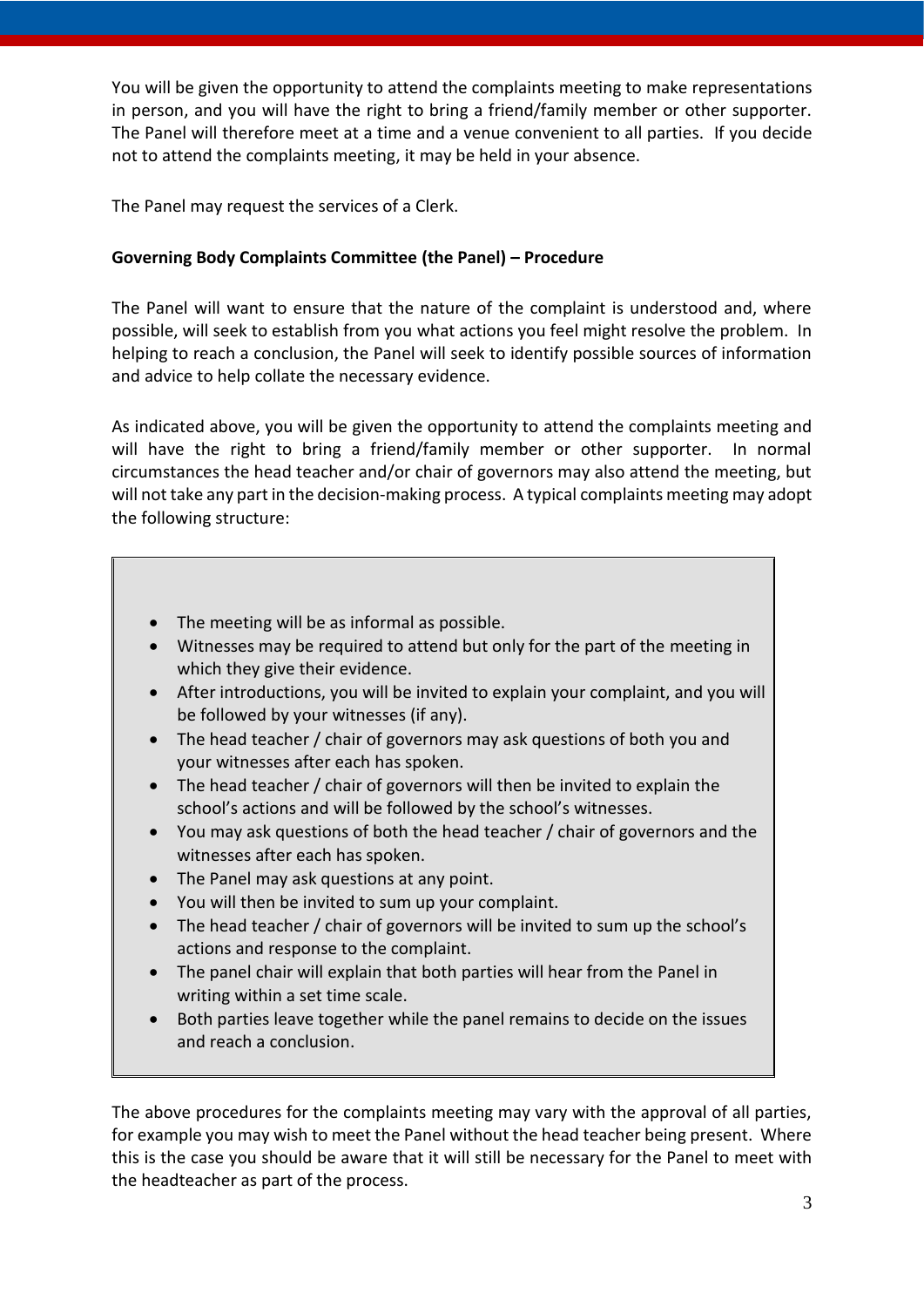You will be given the opportunity to attend the complaints meeting to make representations in person, and you will have the right to bring a friend/family member or other supporter. The Panel will therefore meet at a time and a venue convenient to all parties. If you decide not to attend the complaints meeting, it may be held in your absence.

The Panel may request the services of a Clerk.

**Governing Body Complaints Committee (the Panel) – Procedure**

The Panel will want to ensure that the nature of the complaint is understood and, where possible, will seek to establish from you what actions you feel might resolve the problem. In helping to reach a conclusion, the Panel will seek to identify possible sources of information and advice to help collate the necessary evidence.

As indicated above, you will be given the opportunity to attend the complaints meeting and will have the right to bring a friend/family member or other supporter. In normal circumstances the head teacher and/or chair of governors may also attend the meeting, but will not take any part in the decision-making process. A typical complaints meeting may adopt the following structure:

- The meeting will be as informal as possible.
- Witnesses may be required to attend but only for the part of the meeting in which they give their evidence.
- After introductions, you will be invited to explain your complaint, and you will be followed by your witnesses (if any).
- The head teacher / chair of governors may ask questions of both you and your witnesses after each has spoken.
- The head teacher / chair of governors will then be invited to explain the school's actions and will be followed by the school's witnesses.
- You may ask questions of both the head teacher / chair of governors and the witnesses after each has spoken.
- The Panel may ask questions at any point.
- You will then be invited to sum up your complaint.
- The head teacher / chair of governors will be invited to sum up the school's actions and response to the complaint.
- The panel chair will explain that both parties will hear from the Panel in writing within a set time scale.
- Both parties leave together while the panel remains to decide on the issues and reach a conclusion.

The above procedures for the complaints meeting may vary with the approval of all parties, for example you may wish to meet the Panel without the head teacher being present. Where this is the case you should be aware that it will still be necessary for the Panel to meet with the headteacher as part of the process.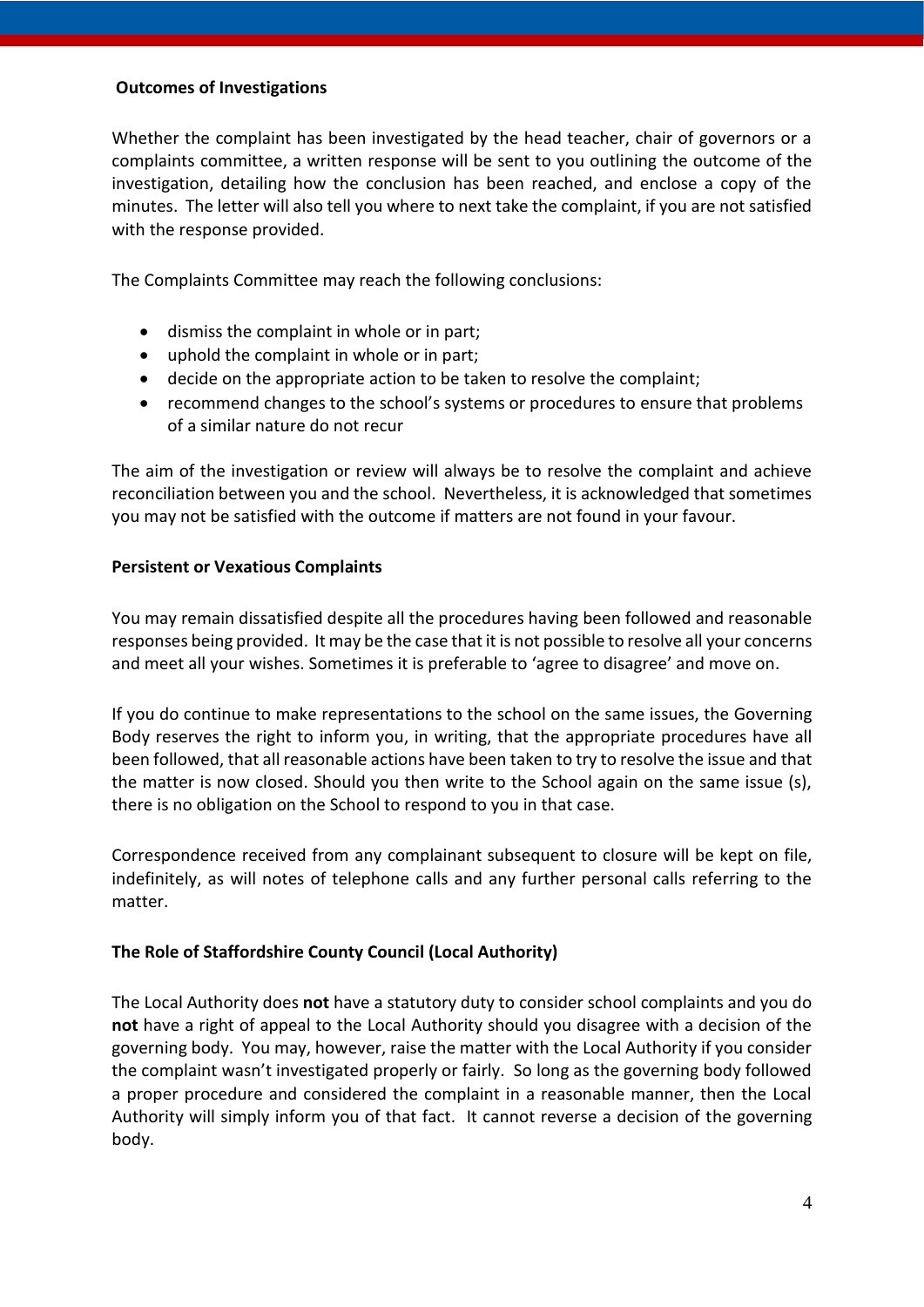**Outcomes of Investigations**

Whether the complaint has been investigated by the head teacher, chair of governors or a complaints committee, a written response will be sent to you outlining the outcome of the investigation, detailing how the conclusion has been reached, and enclose a copy of the minutes. The letter will also tell you where to next take the complaint, if you are not satisfied with the response provided.

The Complaints Committee may reach the following conclusions:

- dismiss the complaint in whole or in part;
- uphold the complaint in whole or in part;
- decide on the appropriate action to be taken to resolve the complaint;
- recommend changes to the school's systems or procedures to ensure that problems of a similar nature do not recur

The aim of the investigation or review will always be to resolve the complaint and achieve reconciliation between you and the school. Nevertheless, it is acknowledged that sometimes you may not be satisfied with the outcome if matters are not found in your favour.

**Persistent or Vexatious Complaints**

You may remain dissatisfied despite all the procedures having been followed and reasonable responses being provided. It may be the case that it is not possible to resolve all your concerns and meet all your wishes. Sometimes it is preferable to 'agree to disagree' and move on.

If you do continue to make representations to the school on the same issues, the Governing Body reserves the right to inform you, in writing, that the appropriate procedures have all been followed, that all reasonable actions have been taken to try to resolve the issue and that the matter is now closed. Should you then write to the School again on the same issue (s), there is no obligation on the School to respond to you in that case.

Correspondence received from any complainant subsequent to closure will be kept on file, indefinitely, as will notes of telephone calls and any further personal calls referring to the matter.

**The Role of Staffordshire County Council (Local Authority)**

The Local Authority does **not** have a statutory duty to consider school complaints and you do **not** have a right of appeal to the Local Authority should you disagree with a decision of the governing body. You may, however, raise the matter with the Local Authority if you consider the complaint wasn't investigated properly or fairly. So long as the governing body followed a proper procedure and considered the complaint in a reasonable manner, then the Local Authority will simply inform you of that fact. It cannot reverse a decision of the governing body.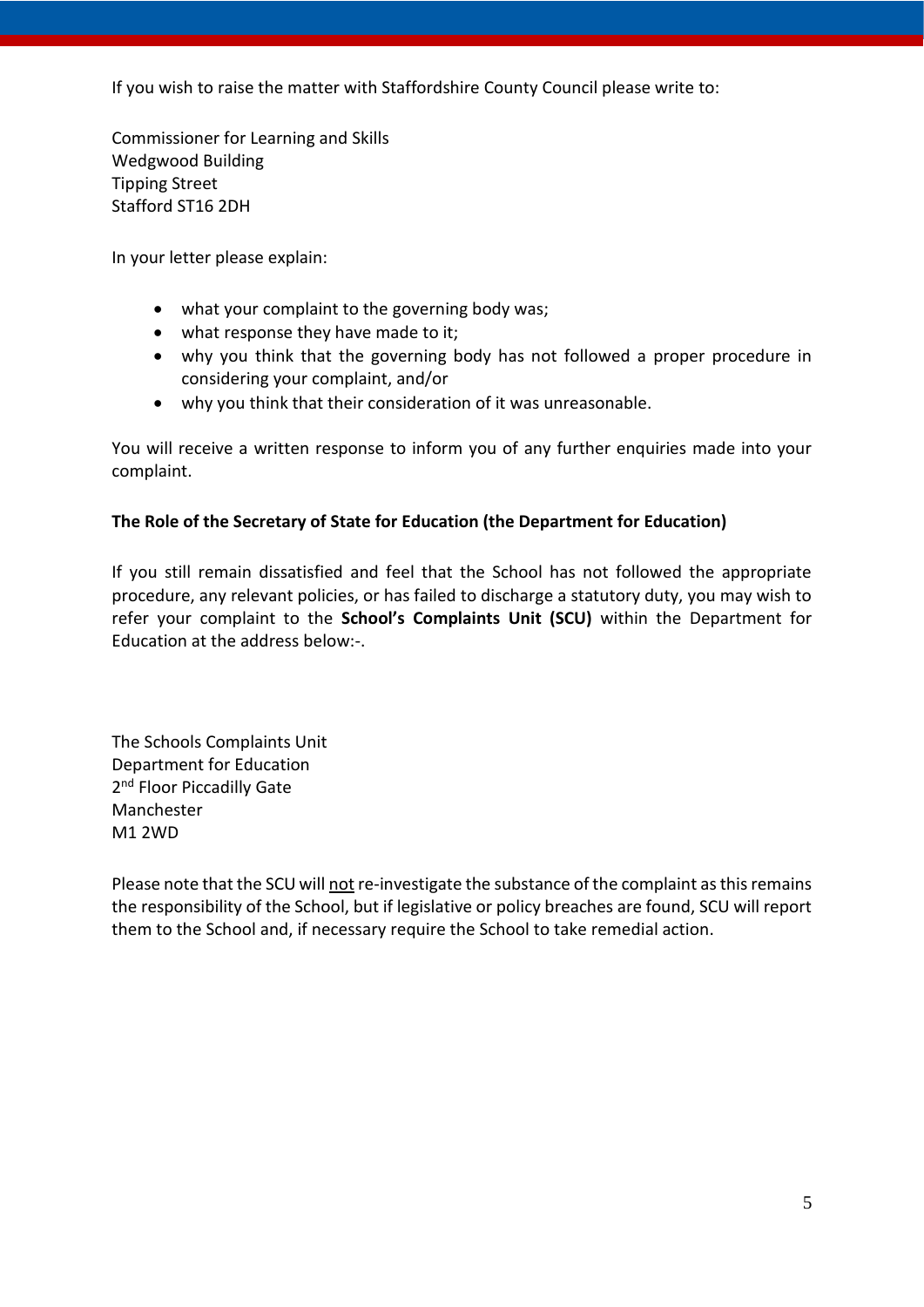If you wish to raise the matter with Staffordshire County Council please write to:

Commissioner for Learning and Skills
Wedgwood Building
Tipping Street
Stafford ST16 2DH

In your letter please explain:

- what your complaint to the governing body was;
- what response they have made to it;
- why you think that the governing body has not followed a proper procedure in considering your complaint, and/or
- why you think that their consideration of it was unreasonable.

You will receive a written response to inform you of any further enquiries made into your complaint.

**The Role of the Secretary of State for Education (the Department for Education)**

If you still remain dissatisfied and feel that the School has not followed the appropriate procedure, any relevant policies, or has failed to discharge a statutory duty, you may wish to refer your complaint to the **School's Complaints Unit (SCU)** within the Department for Education at the address below:-.

The Schools Complaints Unit
Department for Education
2nd Floor Piccadilly Gate
Manchester
M1 2WD

Please note that the SCU will <u>not</u> re-investigate the substance of the complaint as this remains the responsibility of the School, but if legislative or policy breaches are found, SCU will report them to the School and, if necessary require the School to take remedial action.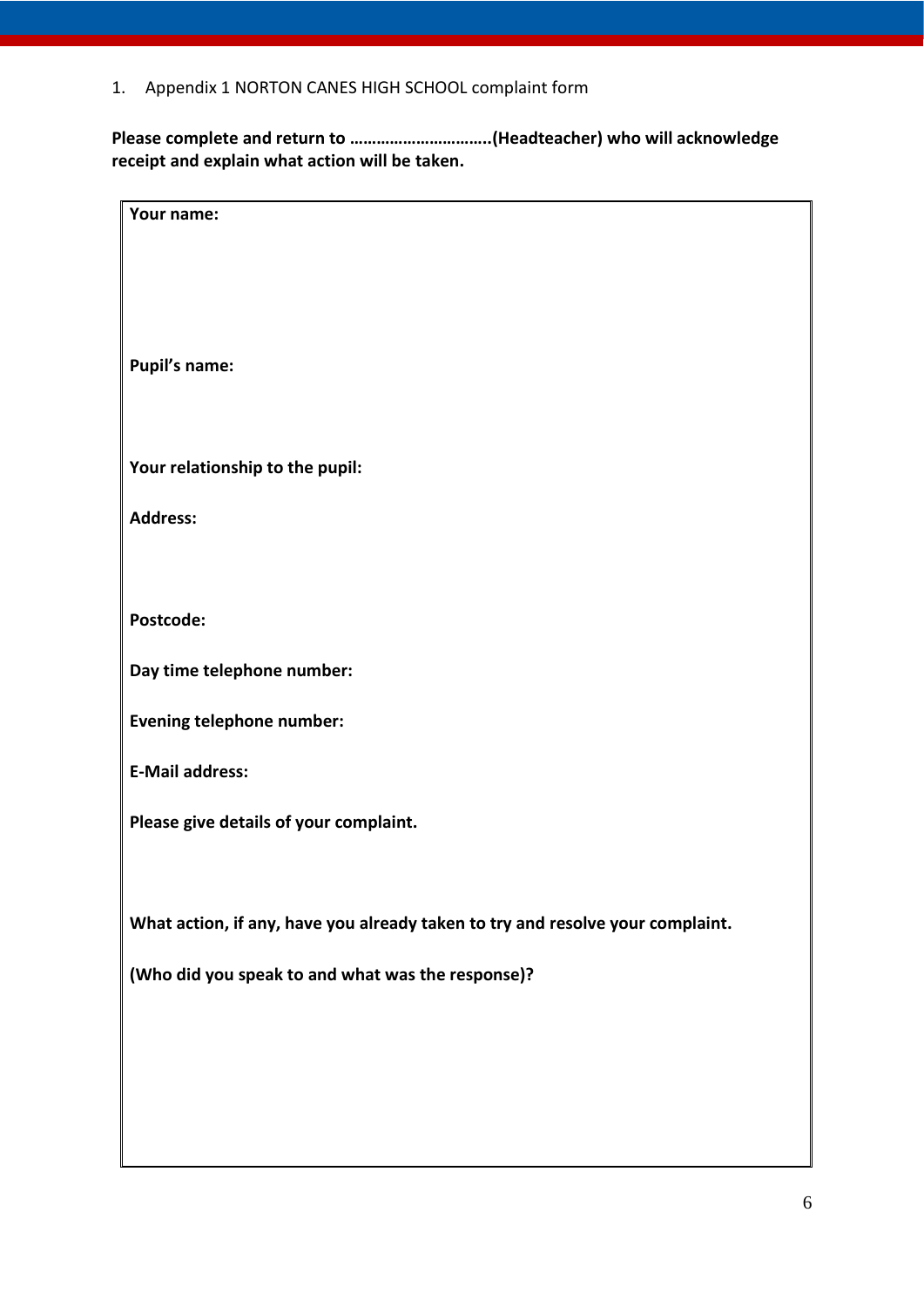1. Appendix 1 NORTON CANES HIGH SCHOOL complaint form

**Please complete and return to …………………………..(Headteacher) who will acknowledge receipt and explain what action will be taken.**

**Your name:**

**Pupil's name:**

**Your relationship to the pupil:**

**Address:**

**Postcode:**

**Day time telephone number:**

**Evening telephone number:**

**E-Mail address:**

**Please give details of your complaint.**

**What action, if any, have you already taken to try and resolve your complaint.**

**(Who did you speak to and what was the response)?**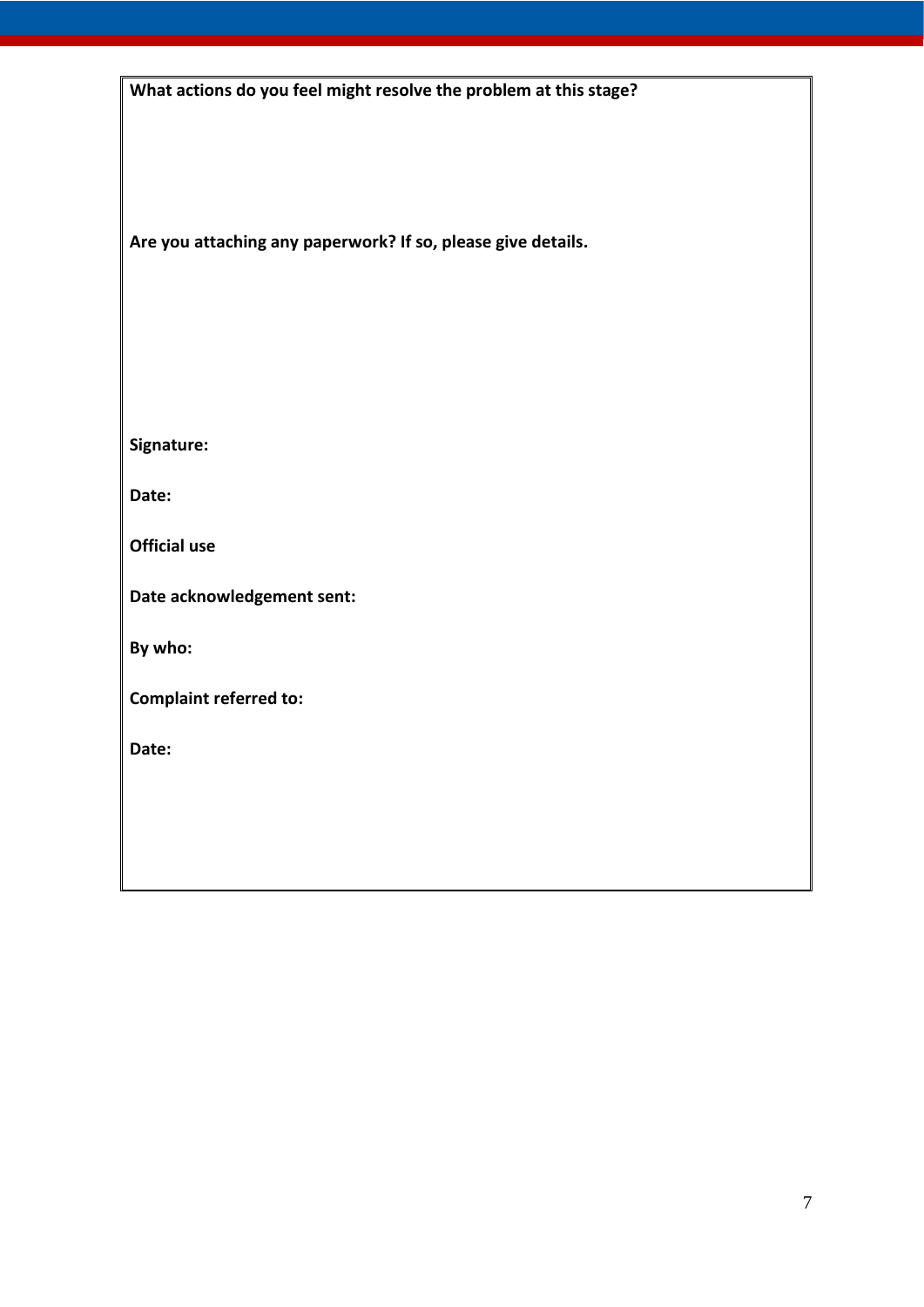**What actions do you feel might resolve the problem at this stage?**

**Are you attaching any paperwork? If so, please give details.**

**Signature:**

**Date:**

**Official use**

**Date acknowledgement sent:**

**By who:**

**Complaint referred to:**

**Date:**